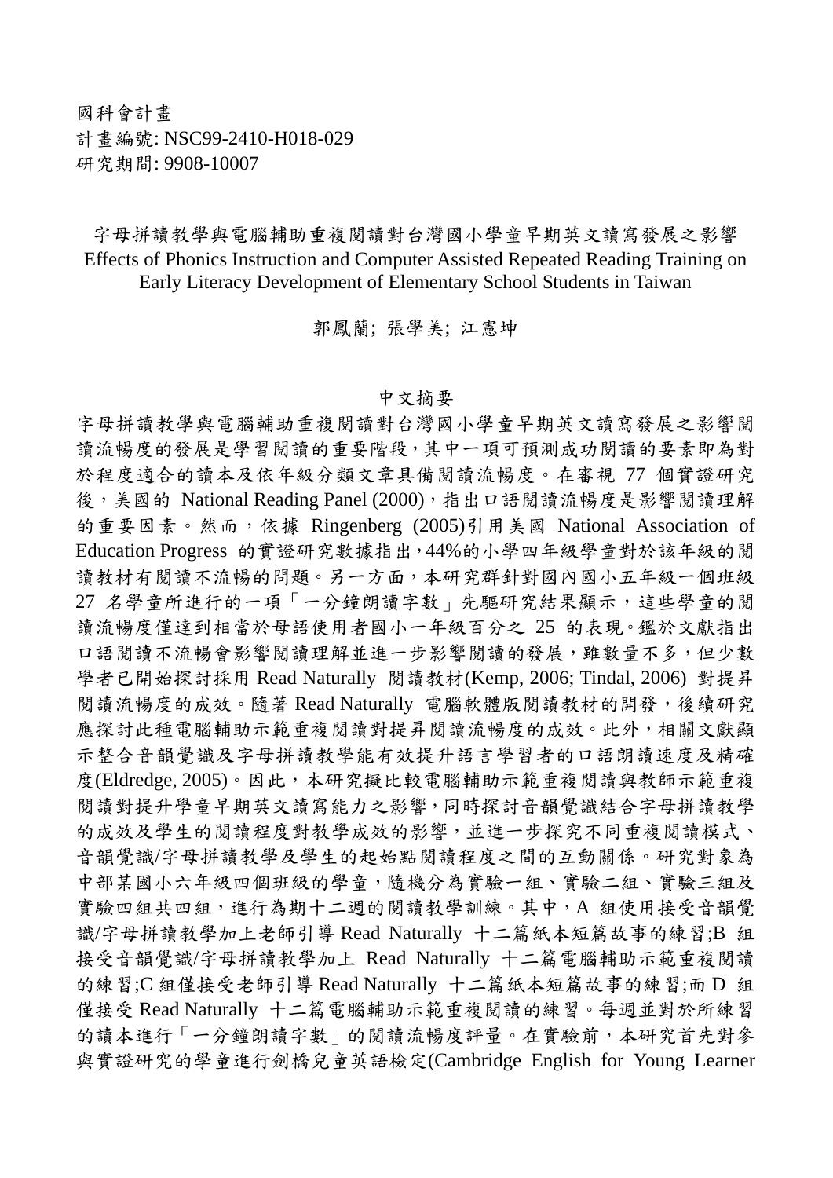國科會計畫
計畫編號: NSC99-2410-H018-029
研究期間: 9908-10007

# 字母拼讀教學與電腦輔助重複閱讀對台灣國小學童早期英文讀寫發展之影響
# Effects of Phonics Instruction and Computer Assisted Repeated Reading Training on Early Literacy Development of Elementary School Students in Taiwan

郭鳳蘭; 張學美; 江憲坤

## 中文摘要

字母拼讀教學與電腦輔助重複閱讀對台灣國小學童早期英文讀寫發展之影響閱讀流暢度的發展是學習閱讀的重要階段，其中一項可預測成功閱讀的要素即為對於程度適合的讀本及依年級分類文章具備閱讀流暢度。在審視 77 個實證研究後，美國的 National Reading Panel (2000)，指出口語閱讀流暢度是影響閱讀理解的重要因素。然而，依據 Ringenberg (2005)引用美國 National Association of Education Progress 的實證研究數據指出，44%的小學四年級學童對於該年級的閱讀教材有閱讀不流暢的問題。另一方面，本研究群針對國內國小五年級一個班級 27 名學童所進行的一項「一分鐘朗讀字數」先驅研究結果顯示，這些學童的閱讀流暢度僅達到相當於母語使用者國小一年級百分之 25 的表現。鑑於文獻指出口語閱讀不流暢會影響閱讀理解並進一步影響閱讀的發展，雖數量不多，但少數學者已開始探討採用 Read Naturally 閱讀教材(Kemp, 2006; Tindal, 2006) 對提昇閱讀流暢度的成效。隨著 Read Naturally 電腦軟體版閱讀教材的開發，後續研究應探討此種電腦輔助示範重複閱讀對提昇閱讀流暢度的成效。此外，相關文獻顯示整合音韻覺識及字母拼讀教學能有效提升語言學習者的口語朗讀速度及精確度(Eldredge, 2005)。因此，本研究擬比較電腦輔助示範重複閱讀與教師示範重複閱讀對提升學童早期英文讀寫能力之影響，同時探討音韻覺識結合字母拼讀教學的成效及學生的閱讀程度對教學成效的影響，並進一步探究不同重複閱讀模式、音韻覺識/字母拼讀教學及學生的起始點閱讀程度之間的互動關係。研究對象為中部某國小六年級四個班級的學童，隨機分為實驗一組、實驗二組、實驗三組及實驗四組共四組，進行為期十二週的閱讀教學訓練。其中，A 組使用接受音韻覺識/字母拼讀教學加上老師引導 Read Naturally 十二篇紙本短篇故事的練習;B 組接受音韻覺識/字母拼讀教學加上 Read Naturally 十二篇電腦輔助示範重複閱讀的練習;C 組僅接受老師引導 Read Naturally 十二篇紙本短篇故事的練習;而 D 組僅接受 Read Naturally 十二篇電腦輔助示範重複閱讀的練習。每週並對於所練習的讀本進行「一分鐘朗讀字數」的閱讀流暢度評量。在實驗前，本研究首先對參與實證研究的學童進行劍橋兒童英語檢定(Cambridge English for Young Learner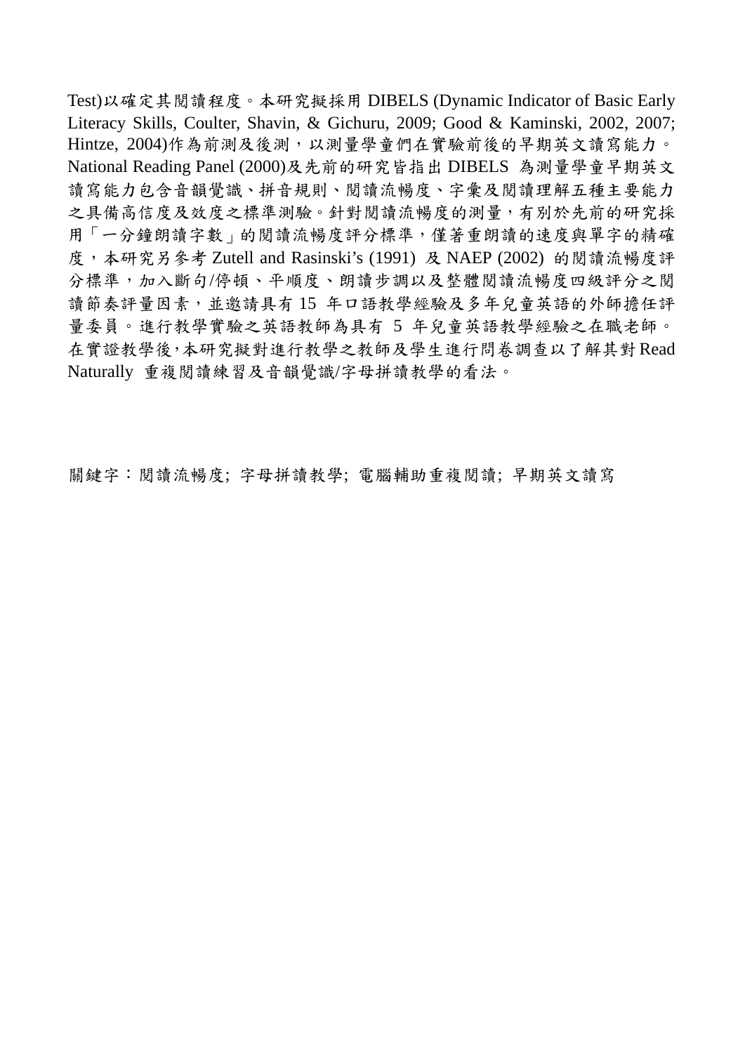Test)以確定其閱讀程度。本研究擬採用 DIBELS (Dynamic Indicator of Basic Early Literacy Skills, Coulter, Shavin, & Gichuru, 2009; Good & Kaminski, 2002, 2007; Hintze, 2004)作為前測及後測，以測量學童們在實驗前後的早期英文讀寫能力。National Reading Panel (2000)及先前的研究皆指出 DIBELS 為測量學童早期英文讀寫能力包含音韻覺識、拼音規則、閱讀流暢度、字彙及閱讀理解五種主要能力之具備高信度及效度之標準測驗。針對閱讀流暢度的測量，有別於先前的研究採用「一分鐘朗讀字數」的閱讀流暢度評分標準，僅著重朗讀的速度與單字的精確度，本研究另參考 Zutell and Rasinski's (1991) 及 NAEP (2002) 的閱讀流暢度評分標準，加入斷句/停頓、平順度、朗讀步調以及整體閱讀流暢度四級評分之閱讀節奏評量因素，並邀請具有 15 年口語教學經驗及多年兒童英語的外師擔任評量委員。進行教學實驗之英語教師為具有 5 年兒童英語教學經驗之在職老師。在實證教學後,本研究擬對進行教學之教師及學生進行問卷調查以了解其對 Read Naturally 重複閱讀練習及音韻覺識/字母拼讀教學的看法。

關鍵字：閱讀流暢度; 字母拼讀教學; 電腦輔助重複閱讀; 早期英文讀寫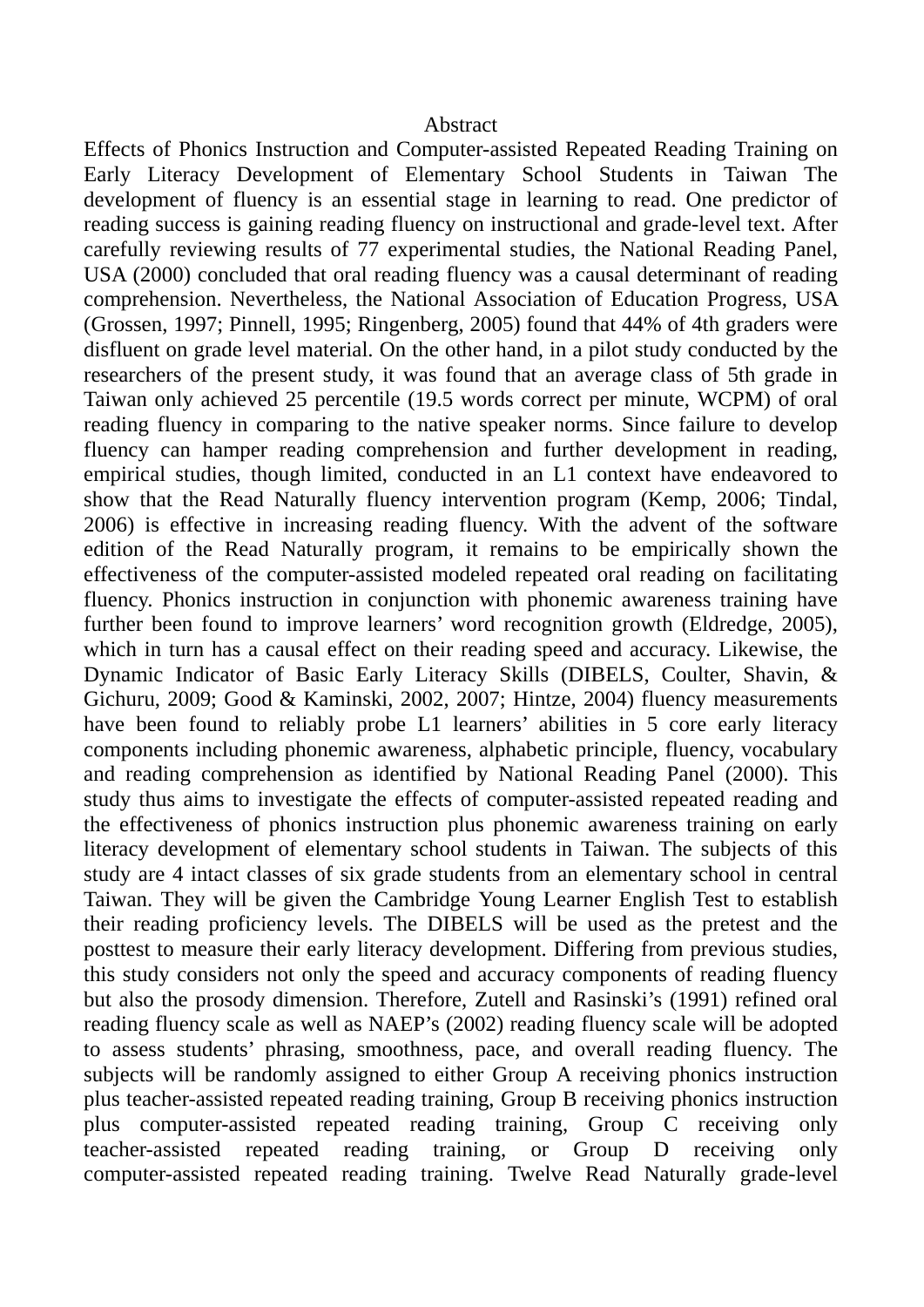Abstract

Effects of Phonics Instruction and Computer-assisted Repeated Reading Training on Early Literacy Development of Elementary School Students in Taiwan The development of fluency is an essential stage in learning to read. One predictor of reading success is gaining reading fluency on instructional and grade-level text. After carefully reviewing results of 77 experimental studies, the National Reading Panel, USA (2000) concluded that oral reading fluency was a causal determinant of reading comprehension. Nevertheless, the National Association of Education Progress, USA (Grossen, 1997; Pinnell, 1995; Ringenberg, 2005) found that 44% of 4th graders were disfluent on grade level material. On the other hand, in a pilot study conducted by the researchers of the present study, it was found that an average class of 5th grade in Taiwan only achieved 25 percentile (19.5 words correct per minute, WCPM) of oral reading fluency in comparing to the native speaker norms. Since failure to develop fluency can hamper reading comprehension and further development in reading, empirical studies, though limited, conducted in an L1 context have endeavored to show that the Read Naturally fluency intervention program (Kemp, 2006; Tindal, 2006) is effective in increasing reading fluency. With the advent of the software edition of the Read Naturally program, it remains to be empirically shown the effectiveness of the computer-assisted modeled repeated oral reading on facilitating fluency. Phonics instruction in conjunction with phonemic awareness training have further been found to improve learners' word recognition growth (Eldredge, 2005), which in turn has a causal effect on their reading speed and accuracy. Likewise, the Dynamic Indicator of Basic Early Literacy Skills (DIBELS, Coulter, Shavin, & Gichuru, 2009; Good & Kaminski, 2002, 2007; Hintze, 2004) fluency measurements have been found to reliably probe L1 learners' abilities in 5 core early literacy components including phonemic awareness, alphabetic principle, fluency, vocabulary and reading comprehension as identified by National Reading Panel (2000). This study thus aims to investigate the effects of computer-assisted repeated reading and the effectiveness of phonics instruction plus phonemic awareness training on early literacy development of elementary school students in Taiwan. The subjects of this study are 4 intact classes of six grade students from an elementary school in central Taiwan. They will be given the Cambridge Young Learner English Test to establish their reading proficiency levels. The DIBELS will be used as the pretest and the posttest to measure their early literacy development. Differing from previous studies, this study considers not only the speed and accuracy components of reading fluency but also the prosody dimension. Therefore, Zutell and Rasinski's (1991) refined oral reading fluency scale as well as NAEP's (2002) reading fluency scale will be adopted to assess students' phrasing, smoothness, pace, and overall reading fluency. The subjects will be randomly assigned to either Group A receiving phonics instruction plus teacher-assisted repeated reading training, Group B receiving phonics instruction plus computer-assisted repeated reading training, Group C receiving only teacher-assisted repeated reading training, or Group D receiving only computer-assisted repeated reading training. Twelve Read Naturally grade-level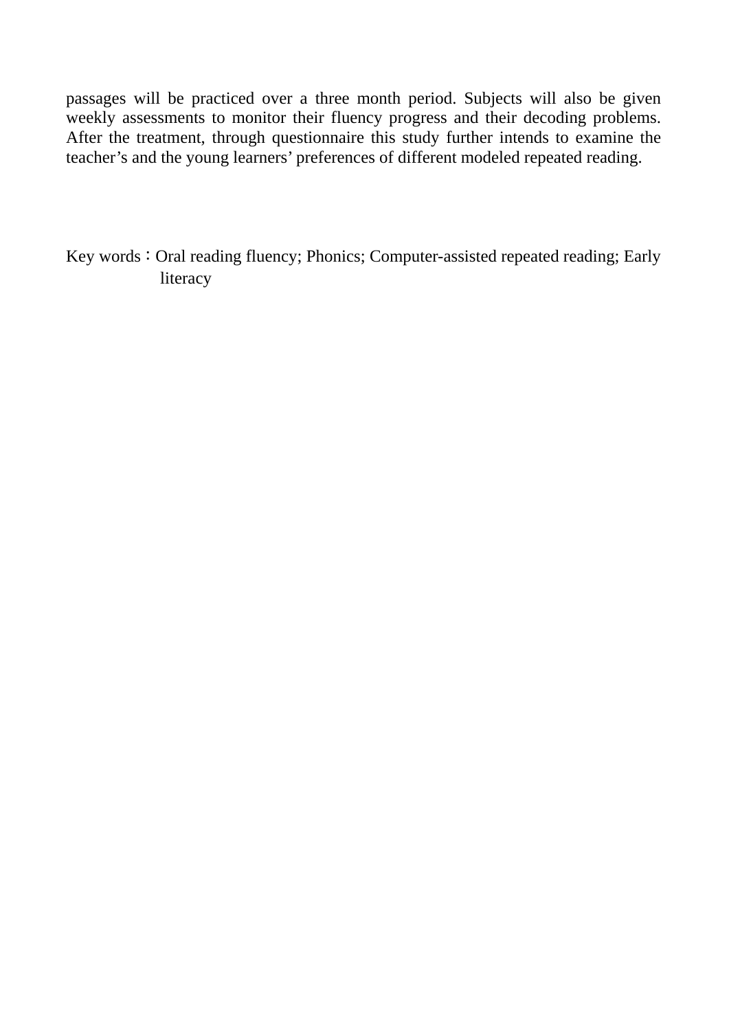passages will be practiced over a three month period. Subjects will also be given weekly assessments to monitor their fluency progress and their decoding problems. After the treatment, through questionnaire this study further intends to examine the teacher's and the young learners' preferences of different modeled repeated reading.

Key words：Oral reading fluency; Phonics; Computer-assisted repeated reading; Early literacy